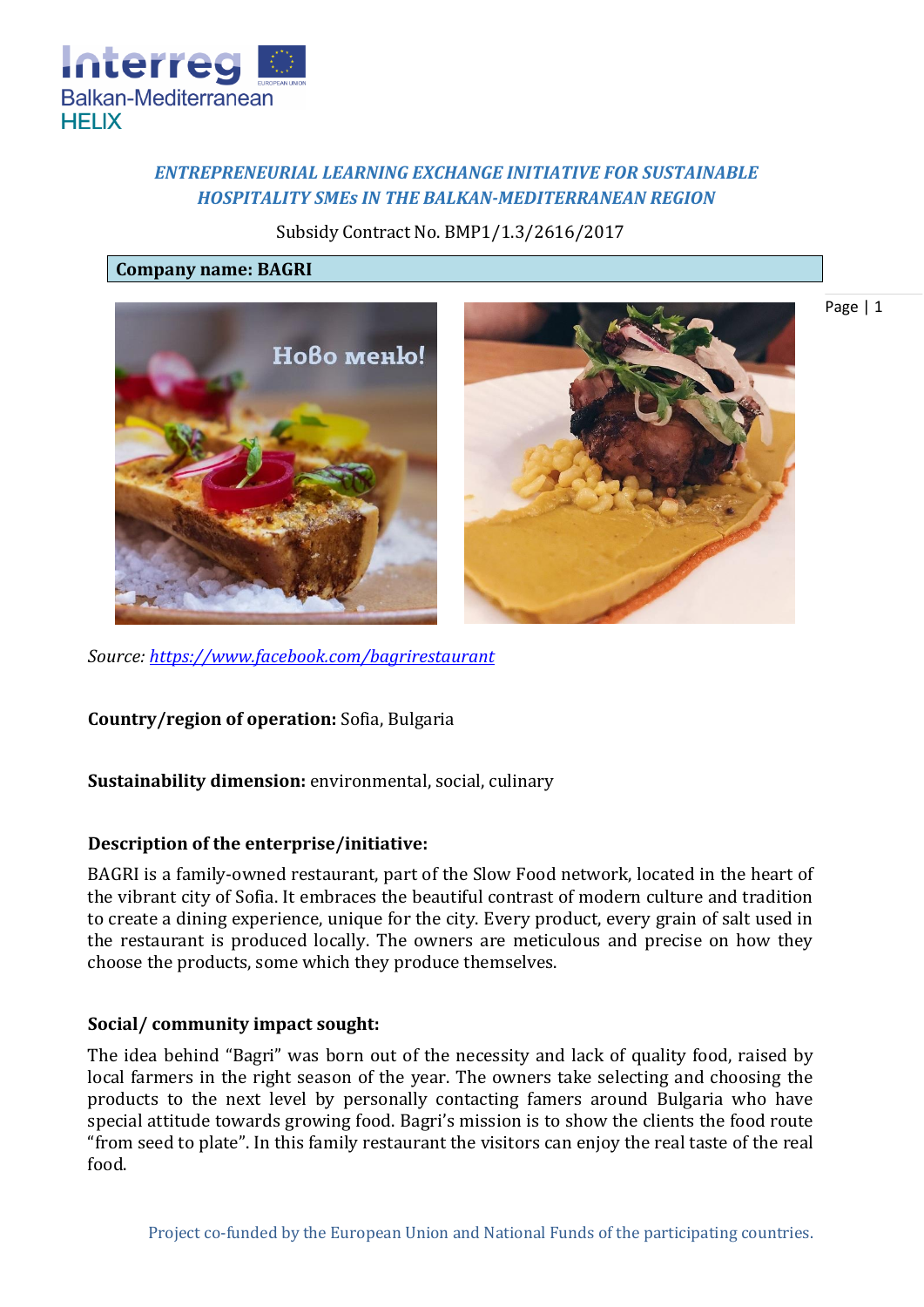## *ENTREPRENEURIAL LEARNING EXCHANGE INITIATIVE FOR SUSTAINABLE HOSPITALITY SMEs IN THE BALKAN-MEDITERRANEAN REGION*

Subsidy Contract No. BMP1/1.3/2616/2017

**Company name: BAGRI**

*Source: [https://www.facebook.com/bagrirestaurant](https://www.facebook.com/bagrirestaurant)*

**Country/region of operation:** Sofia, Bulgaria

**Sustainability dimension:** environmental, social, culinary

**Description of the enterprise/initiative:**

BAGRI is a family-owned restaurant, part of the Slow Food network, located in the heart of the vibrant city of Sofia. It embraces the beautiful contrast of modern culture and tradition to create a dining experience, unique for the city. Every product, every grain of salt used in the restaurant is produced locally. The owners are meticulous and precise on how they choose the products, some which they produce themselves.

**Social/ community impact sought:**

The idea behind "Bagri" was born out of the necessity and lack of quality food, raised by local farmers in the right season of the year. The owners take selecting and choosing the products to the next level by personally contacting famers around Bulgaria who have special attitude towards growing food. Bagri's mission is to show the clients the food route "from seed to plate". In this family restaurant the visitors can enjoy the real taste of the real food.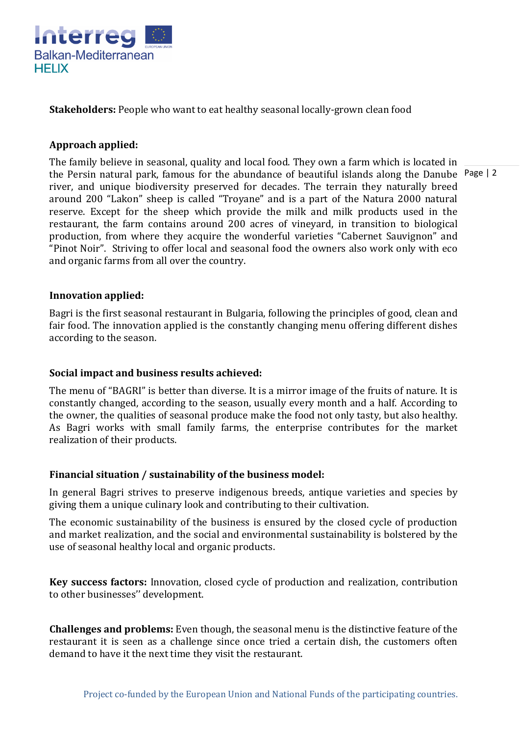**Stakeholders:** People who want to eat healthy seasonal locally-grown clean food

**Approach applied:**

The family believe in seasonal, quality and local food. They own a farm which is located in the Persin natural park, famous for the abundance of beautiful islands along the Danube river, and unique biodiversity preserved for decades. The terrain they naturally breed around 200 "Lakon" sheep is called "Troyane" and is a part of the Natura 2000 natural reserve. Except for the sheep which provide the milk and milk products used in the restaurant, the farm contains around 200 acres of vineyard, in transition to biological production, from where they acquire the wonderful varieties "Cabernet Sauvignon" and "Pinot Noir". Striving to offer local and seasonal food the owners also work only with eco and organic farms from all over the country.

**Innovation applied:**

Bagri is the first seasonal restaurant in Bulgaria, following the principles of good, clean and fair food. The innovation applied is the constantly changing menu offering different dishes according to the season.

**Social impact and business results achieved:**

The menu of "BAGRI" is better than diverse. It is a mirror image of the fruits of nature. It is constantly changed, according to the season, usually every month and a half. According to the owner, the qualities of seasonal produce make the food not only tasty, but also healthy. As Bagri works with small family farms, the enterprise contributes for the market realization of their products.

**Financial situation / sustainability of the business model:**

In general Bagri strives to preserve indigenous breeds, antique varieties and species by giving them a unique culinary look and contributing to their cultivation.

The economic sustainability of the business is ensured by the closed cycle of production and market realization, and the social and environmental sustainability is bolstered by the use of seasonal healthy local and organic products.

**Key success factors:** Innovation, closed cycle of production and realization, contribution to other businesses'' development.

**Challenges and problems:** Even though, the seasonal menu is the distinctive feature of the restaurant it is seen as a challenge since once tried a certain dish, the customers often demand to have it the next time they visit the restaurant.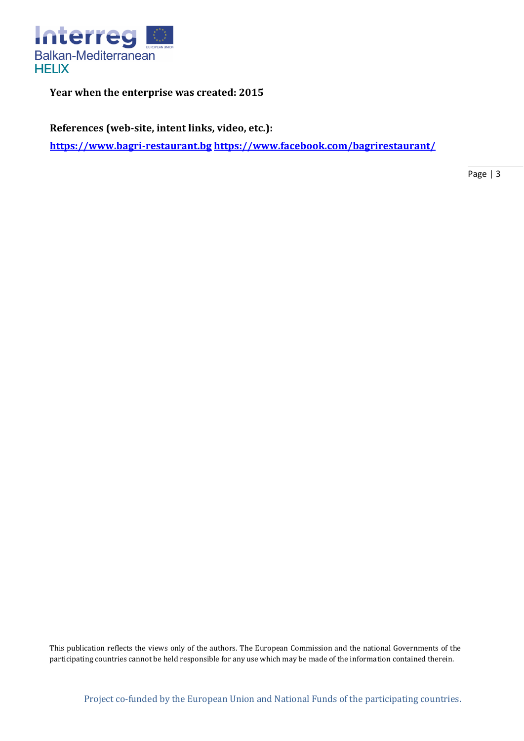**Year when the enterprise was created: 2015**

**References (web-site, intent links, video, etc.):**

**https://www.bagri-restaurant.bg https://www.facebook.com/bagrirestaurant/**

This publication reflects the views only of the authors. The European Commission and the national Governments of the participating countries cannot be held responsible for any use which may be made of the information contained therein.

Project co-funded by the European Union and National Funds of the participating countries.